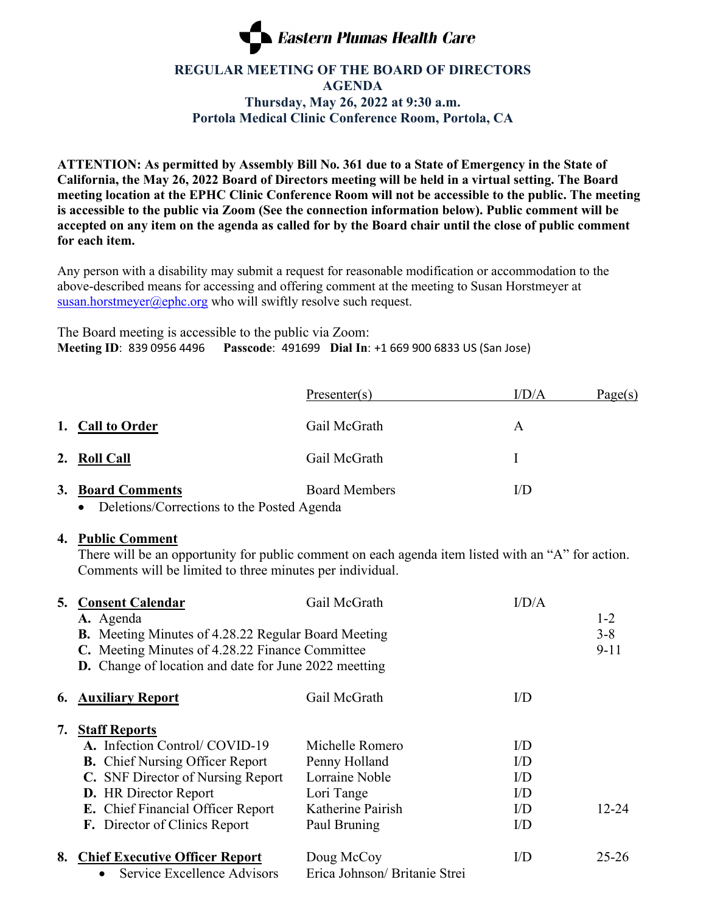# Eastern Plumas Health Care

## REGULAR MEETING OF THE BOARD OF DIRECTORS
## AGENDA
### Thursday, May 26, 2022 at 9:30 a.m.
### Portola Medical Clinic Conference Room, Portola, CA

**ATTENTION: As permitted by Assembly Bill No. 361 due to a State of Emergency in the State of California, the May 26, 2022 Board of Directors meeting will be held in a virtual setting. The Board meeting location at the EPHC Clinic Conference Room will not be accessible to the public. The meeting is accessible to the public via Zoom (See the connection information below). Public comment will be accepted on any item on the agenda as called for by the Board chair until the close of public comment for each item.**

Any person with a disability may submit a request for reasonable modification or accommodation to the above-described means for accessing and offering comment at the meeting to Susan Horstmeyer at susan.horstmeyer@ephc.org who will swiftly resolve such request.

The Board meeting is accessible to the public via Zoom:
**Meeting ID**: 839 0956 4496 **Passcode**: 491699 **Dial In**: +1 669 900 6833 US (San Jose)

| | Presenter(s) | I/D/A | Page(s) |
|---|---|---|---|
| **1. Call to Order** | Gail McGrath | A | |
| **2. Roll Call** | Gail McGrath | I | |
| **3. Board Comments** | Board Members | I/D | |
| • Deletions/Corrections to the Posted Agenda | | | |

**4. Public Comment**
There will be an opportunity for public comment on each agenda item listed with an "A" for action. Comments will be limited to three minutes per individual.

| | Presenter(s) | I/D/A | Page(s) |
|---|---|---|---|
| **5. Consent Calendar** | Gail McGrath | I/D/A | |
| **A.** Agenda | | | 1-2 |
| **B.** Meeting Minutes of 4.28.22 Regular Board Meeting | | | 3-8 |
| **C.** Meeting Minutes of 4.28.22 Finance Committee | | | 9-11 |
| **D.** Change of location and date for June 2022 meetting | | | |
| **6. Auxiliary Report** | Gail McGrath | I/D | |
| **7. Staff Reports** | | | |
| **A.** Infection Control/ COVID-19 | Michelle Romero | I/D | |
| **B.** Chief Nursing Officer Report | Penny Holland | I/D | |
| **C.** SNF Director of Nursing Report | Lorraine Noble | I/D | |
| **D.** HR Director Report | Lori Tange | I/D | |
| **E.** Chief Financial Officer Report | Katherine Pairish | I/D | 12-24 |
| **F.** Director of Clinics Report | Paul Bruning | I/D | |
| **8. Chief Executive Officer Report** | Doug McCoy | I/D | 25-26 |
| • Service Excellence Advisors | Erica Johnson/ Britanie Strei | | |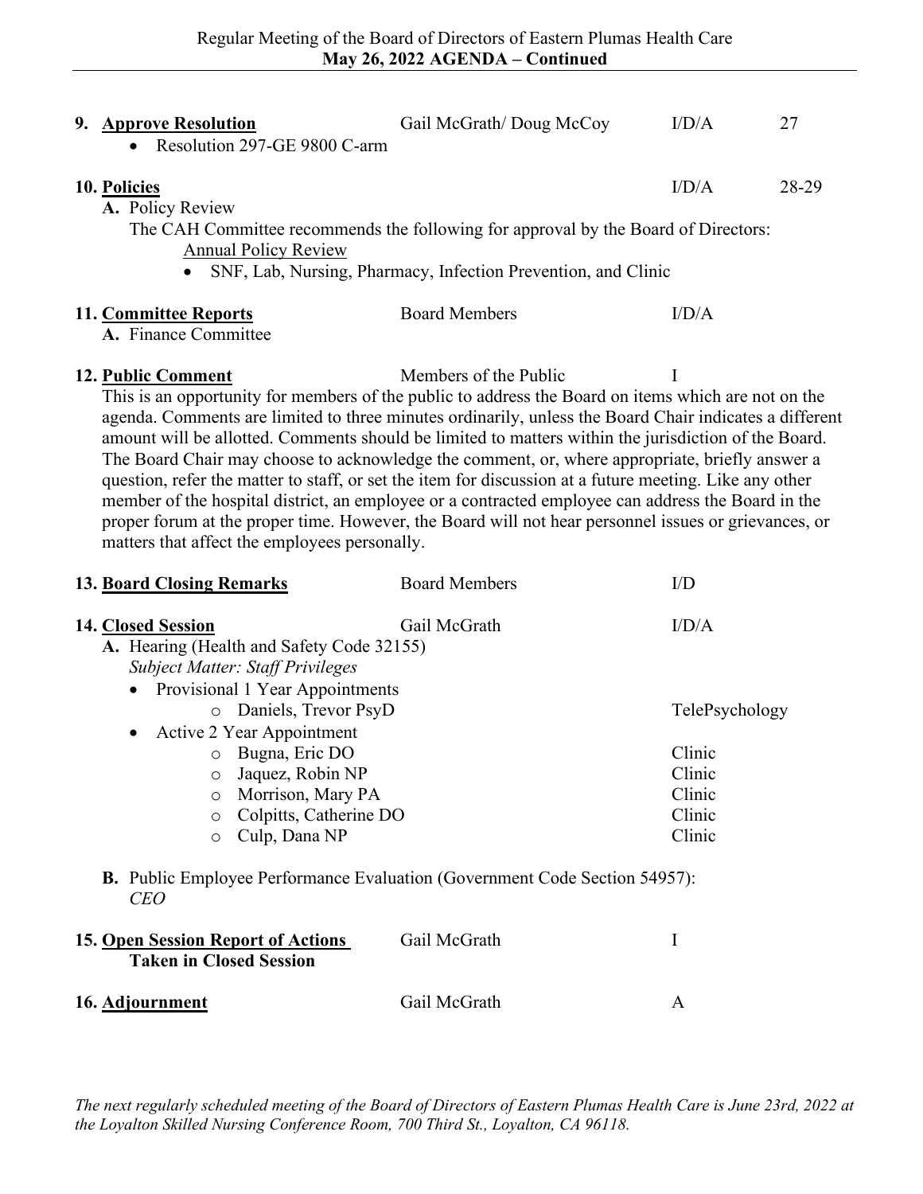**9. Approve Resolution** Gail McGrath/ Doug McCoy I/D/A 27

- Resolution 297-GE 9800 C-arm

**10. Policies** I/D/A 28-29

**A.** Policy Review

The CAH Committee recommends the following for approval by the Board of Directors:

Annual Policy Review

- SNF, Lab, Nursing, Pharmacy, Infection Prevention, and Clinic

**11. Committee Reports** Board Members I/D/A

**A.** Finance Committee

**12. Public Comment** Members of the Public I

This is an opportunity for members of the public to address the Board on items which are not on the agenda. Comments are limited to three minutes ordinarily, unless the Board Chair indicates a different amount will be allotted. Comments should be limited to matters within the jurisdiction of the Board. The Board Chair may choose to acknowledge the comment, or, where appropriate, briefly answer a question, refer the matter to staff, or set the item for discussion at a future meeting. Like any other member of the hospital district, an employee or a contracted employee can address the Board in the proper forum at the proper time. However, the Board will not hear personnel issues or grievances, or matters that affect the employees personally.

**13. Board Closing Remarks** Board Members I/D

**14. Closed Session** Gail McGrath I/D/A

**A.** Hearing (Health and Safety Code 32155)

*Subject Matter: Staff Privileges*

- Provisional 1 Year Appointments
  - Daniels, Trevor PsyD — TelePsychology
- Active 2 Year Appointment
  - Bugna, Eric DO — Clinic
  - Jaquez, Robin NP — Clinic
  - Morrison, Mary PA — Clinic
  - Colpitts, Catherine DO — Clinic
  - Culp, Dana NP — Clinic

**B.** Public Employee Performance Evaluation (Government Code Section 54957):
*CEO*

**15. Open Session Report of Actions Taken in Closed Session** Gail McGrath I

**16. Adjournment** Gail McGrath A

*The next regularly scheduled meeting of the Board of Directors of Eastern Plumas Health Care is June 23rd, 2022 at the Loyalton Skilled Nursing Conference Room, 700 Third St., Loyalton, CA 96118.*